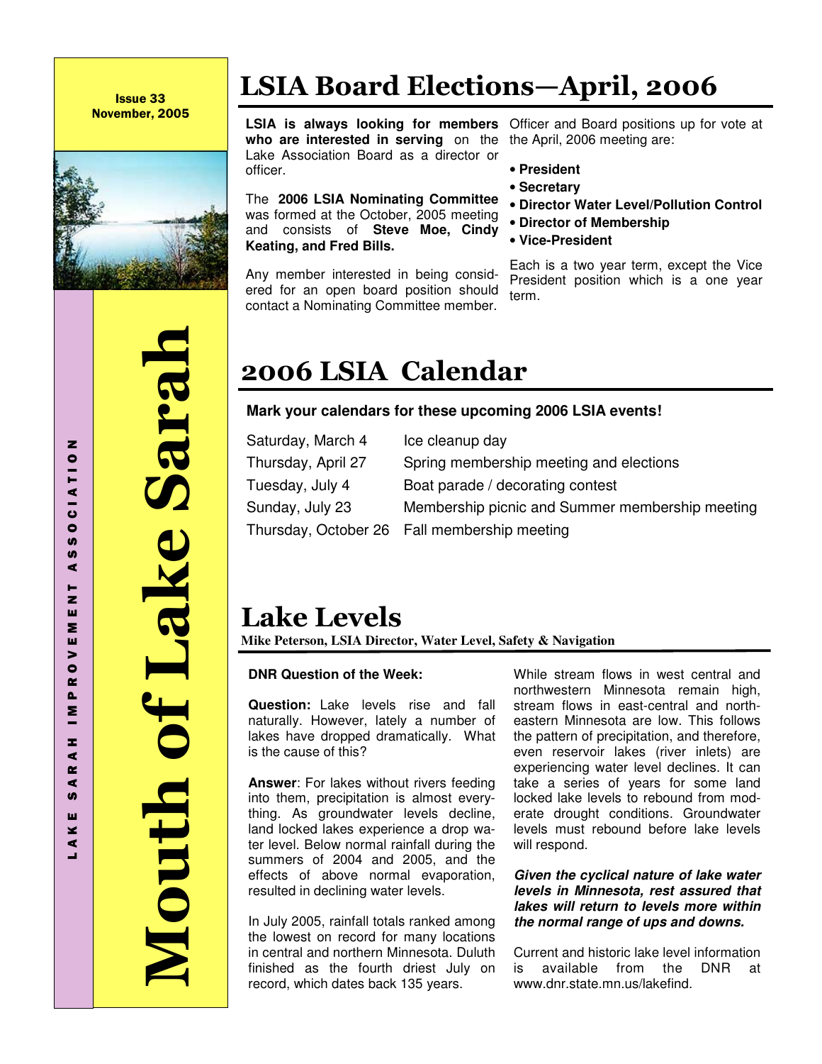Issue 33
November, 2005

# Mouth of Lake Sarah

LAKE SARAH IMPROVEMENT ASSOCIATION

## LSIA Board Elections—April, 2006

**LSIA is always looking for members who are interested in serving** on the Lake Association Board as a director or officer.

The **2006 LSIA Nominating Committee** was formed at the October, 2005 meeting and consists of **Steve Moe, Cindy Keating, and Fred Bills.**

Any member interested in being considered for an open board position should contact a Nominating Committee member.

Officer and Board positions up for vote at the April, 2006 meeting are:

- **President**
- **Secretary**
- **Director Water Level/Pollution Control**
- **Director of Membership**
- **Vice-President**

Each is a two year term, except the Vice President position which is a one year term.

## 2006 LSIA Calendar

**Mark your calendars for these upcoming 2006 LSIA events!**

| | |
|---|---|
| Saturday, March 4 | Ice cleanup day |
| Thursday, April 27 | Spring membership meeting and elections |
| Tuesday, July 4 | Boat parade / decorating contest |
| Sunday, July 23 | Membership picnic and Summer membership meeting |
| Thursday, October 26 | Fall membership meeting |

## Lake Levels

**Mike Peterson, LSIA Director, Water Level, Safety & Navigation**

**DNR Question of the Week:**

**Question:** Lake levels rise and fall naturally. However, lately a number of lakes have dropped dramatically. What is the cause of this?

**Answer**: For lakes without rivers feeding into them, precipitation is almost everything. As groundwater levels decline, land locked lakes experience a drop water level. Below normal rainfall during the summers of 2004 and 2005, and the effects of above normal evaporation, resulted in declining water levels.

In July 2005, rainfall totals ranked among the lowest on record for many locations in central and northern Minnesota. Duluth finished as the fourth driest July on record, which dates back 135 years.

While stream flows in west central and northwestern Minnesota remain high, stream flows in east-central and northeastern Minnesota are low. This follows the pattern of precipitation, and therefore, even reservoir lakes (river inlets) are experiencing water level declines. It can take a series of years for some land locked lake levels to rebound from moderate drought conditions. Groundwater levels must rebound before lake levels will respond.

***Given the cyclical nature of lake water levels in Minnesota, rest assured that lakes will return to levels more within the normal range of ups and downs.***

Current and historic lake level information is available from the DNR at www.dnr.state.mn.us/lakefind.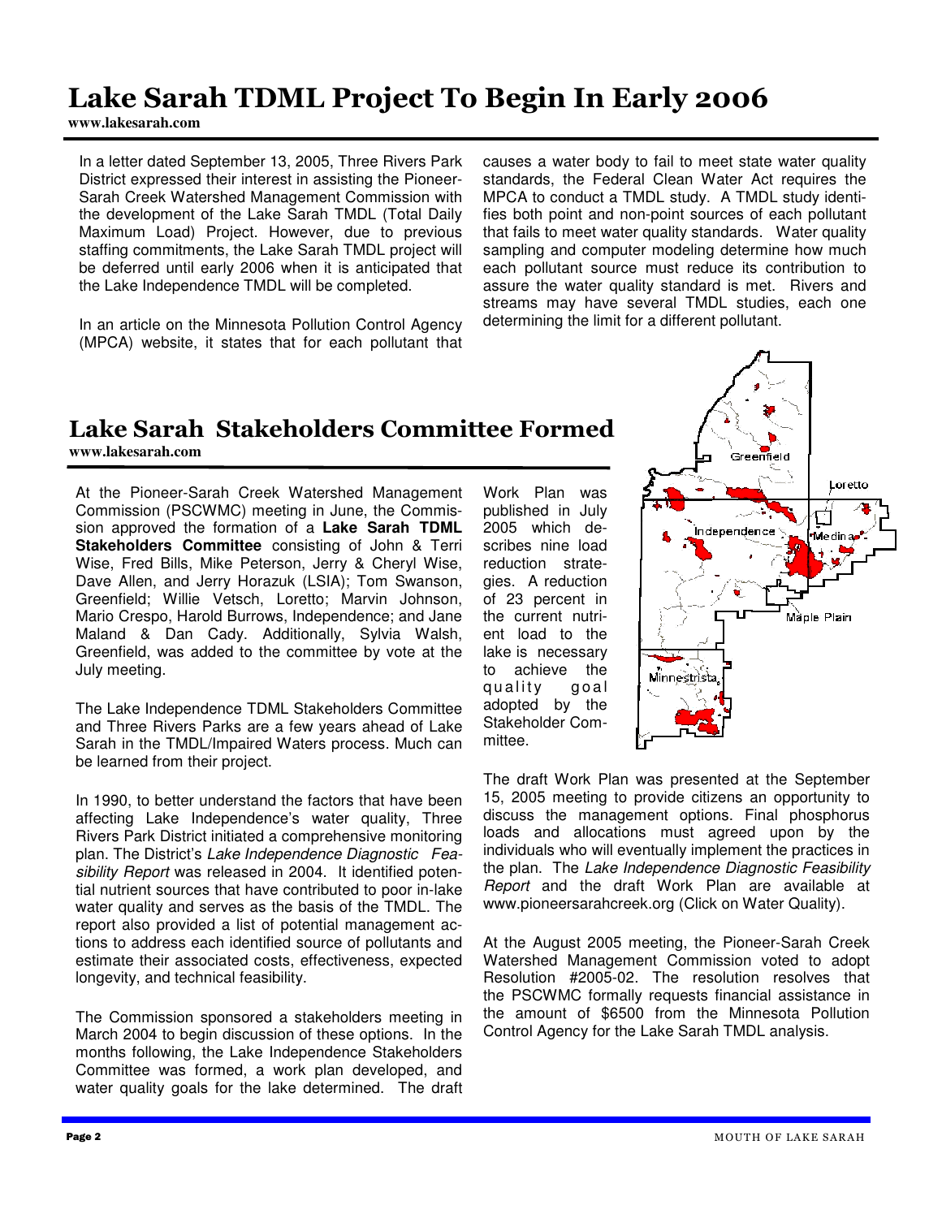# Lake Sarah TDML Project To Begin In Early 2006

**www.lakesarah.com**

In a letter dated September 13, 2005, Three Rivers Park District expressed their interest in assisting the Pioneer-Sarah Creek Watershed Management Commission with the development of the Lake Sarah TMDL (Total Daily Maximum Load) Project. However, due to previous staffing commitments, the Lake Sarah TMDL project will be deferred until early 2006 when it is anticipated that the Lake Independence TMDL will be completed.

In an article on the Minnesota Pollution Control Agency (MPCA) website, it states that for each pollutant that causes a water body to fail to meet state water quality standards, the Federal Clean Water Act requires the MPCA to conduct a TMDL study. A TMDL study identifies both point and non-point sources of each pollutant that fails to meet water quality standards. Water quality sampling and computer modeling determine how much each pollutant source must reduce its contribution to assure the water quality standard is met. Rivers and streams may have several TMDL studies, each one determining the limit for a different pollutant.

# Lake Sarah Stakeholders Committee Formed

**www.lakesarah.com**

At the Pioneer-Sarah Creek Watershed Management Commission (PSCWMC) meeting in June, the Commission approved the formation of a **Lake Sarah TDML Stakeholders Committee** consisting of John & Terri Wise, Fred Bills, Mike Peterson, Jerry & Cheryl Wise, Dave Allen, and Jerry Horazuk (LSIA); Tom Swanson, Greenfield; Willie Vetsch, Loretto; Marvin Johnson, Mario Crespo, Harold Burrows, Independence; and Jane Maland & Dan Cady. Additionally, Sylvia Walsh, Greenfield, was added to the committee by vote at the July meeting.

The Lake Independence TDML Stakeholders Committee and Three Rivers Parks are a few years ahead of Lake Sarah in the TMDL/Impaired Waters process. Much can be learned from their project.

In 1990, to better understand the factors that have been affecting Lake Independence's water quality, Three Rivers Park District initiated a comprehensive monitoring plan. The District's *Lake Independence Diagnostic Feasibility Report* was released in 2004. It identified potential nutrient sources that have contributed to poor in-lake water quality and serves as the basis of the TMDL. The report also provided a list of potential management actions to address each identified source of pollutants and estimate their associated costs, effectiveness, expected longevity, and technical feasibility.

The Commission sponsored a stakeholders meeting in March 2004 to begin discussion of these options. In the months following, the Lake Independence Stakeholders Committee was formed, a work plan developed, and water quality goals for the lake determined. The draft Work Plan was published in July 2005 which describes nine load reduction strategies. A reduction of 23 percent in the current nutrient load to the lake is necessary to achieve the quality goal adopted by the Stakeholder Committee.

The draft Work Plan was presented at the September 15, 2005 meeting to provide citizens an opportunity to discuss the management options. Final phosphorus loads and allocations must agreed upon by the individuals who will eventually implement the practices in the plan. The *Lake Independence Diagnostic Feasibility Report* and the draft Work Plan are available at www.pioneersarahcreek.org (Click on Water Quality).

At the August 2005 meeting, the Pioneer-Sarah Creek Watershed Management Commission voted to adopt Resolution #2005-02. The resolution resolves that the PSCWMC formally requests financial assistance in the amount of $6500 from the Minnesota Pollution Control Agency for the Lake Sarah TMDL analysis.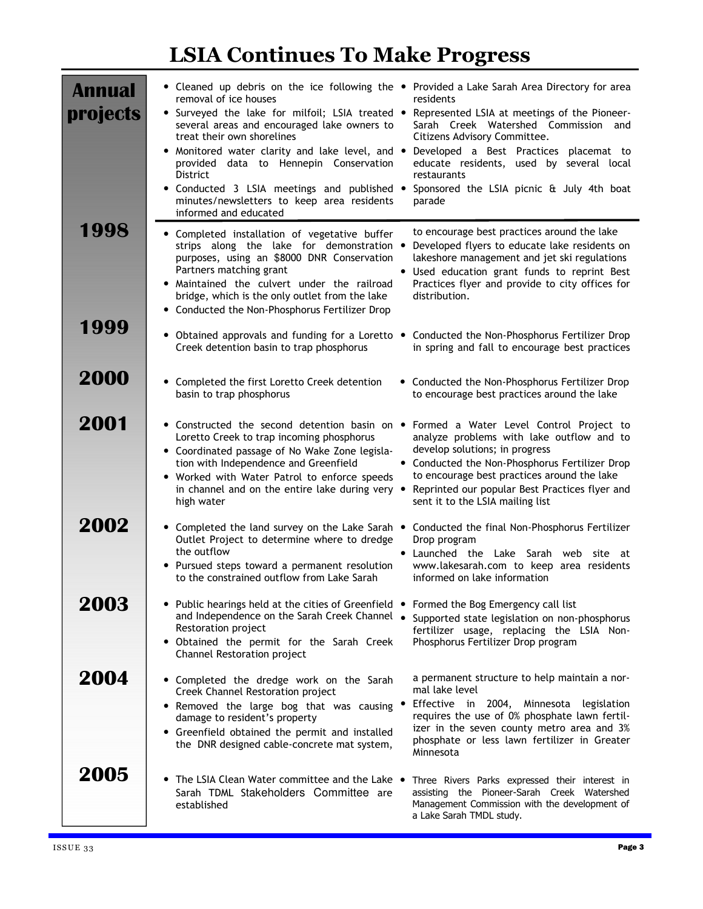# LSIA Continues To Make Progress

## Annual projects

- Cleaned up debris on the ice following the removal of ice houses
- Surveyed the lake for milfoil; LSIA treated several areas and encouraged lake owners to treat their own shorelines
- Monitored water clarity and lake level, and provided data to Hennepin Conservation District
- Conducted 3 LSIA meetings and published minutes/newsletters to keep area residents informed and educated
- Provided a Lake Sarah Area Directory for area residents
- Represented LSIA at meetings of the Pioneer-Sarah Creek Watershed Commission and Citizens Advisory Committee.
- Developed a Best Practices placemat to educate residents, used by several local restaurants
- Sponsored the LSIA picnic & July 4th boat parade

## 1998

- Completed installation of vegetative buffer strips along the lake for demonstration purposes, using an $8000 DNR Conservation Partners matching grant
- Maintained the culvert under the railroad bridge, which is the only outlet from the lake
- Conducted the Non-Phosphorus Fertilizer Drop to encourage best practices around the lake
- Developed flyers to educate lake residents on lakeshore management and jet ski regulations
- Used education grant funds to reprint Best Practices flyer and provide to city offices for distribution.

## 1999

- Obtained approvals and funding for a Loretto Creek detention basin to trap phosphorus
- Conducted the Non-Phosphorus Fertilizer Drop in spring and fall to encourage best practices

## 2000

- Completed the first Loretto Creek detention basin to trap phosphorus
- Conducted the Non-Phosphorus Fertilizer Drop to encourage best practices around the lake

## 2001

- Constructed the second detention basin on Loretto Creek to trap incoming phosphorus
- Coordinated passage of No Wake Zone legislation with Independence and Greenfield
- Worked with Water Patrol to enforce speeds in channel and on the entire lake during very high water
- Formed a Water Level Control Project to analyze problems with lake outflow and to develop solutions; in progress
- Conducted the Non-Phosphorus Fertilizer Drop to encourage best practices around the lake
- Reprinted our popular Best Practices flyer and sent it to the LSIA mailing list

## 2002

- Completed the land survey on the Lake Sarah Outlet Project to determine where to dredge the outflow
- Pursued steps toward a permanent resolution to the constrained outflow from Lake Sarah
- Conducted the final Non-Phosphorus Fertilizer Drop program
- Launched the Lake Sarah web site at www.lakesarah.com to keep area residents informed on lake information

## 2003

- Public hearings held at the cities of Greenfield and Independence on the Sarah Creek Channel Restoration project
- Obtained the permit for the Sarah Creek Channel Restoration project
- Formed the Bog Emergency call list
- Supported state legislation on non-phosphorus fertilizer usage, replacing the LSIA Non-Phosphorus Fertilizer Drop program

## 2004

- Completed the dredge work on the Sarah Creek Channel Restoration project
- Removed the large bog that was causing damage to resident's property
- Greenfield obtained the permit and installed the DNR designed cable-concrete mat system, a permanent structure to help maintain a normal lake level
- Effective in 2004, Minnesota legislation requires the use of 0% phosphate lawn fertilizer in the seven county metro area and 3% phosphate or less lawn fertilizer in Greater Minnesota

## 2005

- The LSIA Clean Water committee and the Lake Sarah TDML Stakeholders Committee are established
- Three Rivers Parks expressed their interest in assisting the Pioneer-Sarah Creek Watershed Management Commission with the development of a Lake Sarah TMDL study.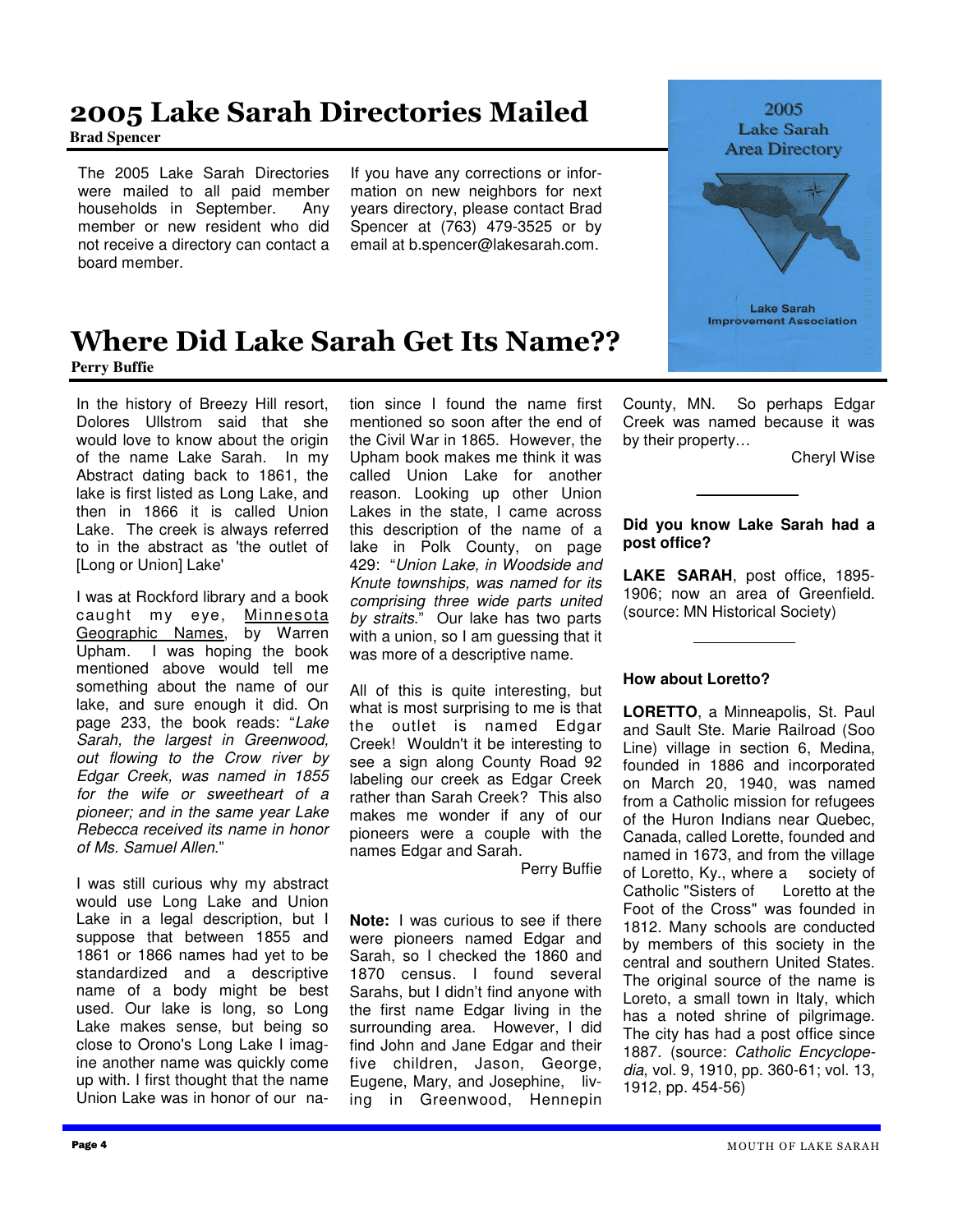# 2005 Lake Sarah Directories Mailed

**Brad Spencer**

The 2005 Lake Sarah Directories were mailed to all paid member households in September. Any member or new resident who did not receive a directory can contact a board member.

If you have any corrections or information on new neighbors for next years directory, please contact Brad Spencer at (763) 479-3525 or by email at b.spencer@lakesarah.com.

2005 Lake Sarah Area Directory

Lake Sarah Improvement Association

# Where Did Lake Sarah Get Its Name??

**Perry Buffie**

In the history of Breezy Hill resort, Dolores Ullstrom said that she would love to know about the origin of the name Lake Sarah. In my Abstract dating back to 1861, the lake is first listed as Long Lake, and then in 1866 it is called Union Lake. The creek is always referred to in the abstract as 'the outlet of [Long or Union] Lake'

I was at Rockford library and a book caught my eye, Minnesota Geographic Names, by Warren Upham. I was hoping the book mentioned above would tell me something about the name of our lake, and sure enough it did. On page 233, the book reads: "*Lake Sarah, the largest in Greenwood, out flowing to the Crow river by Edgar Creek, was named in 1855 for the wife or sweetheart of a pioneer; and in the same year Lake Rebecca received its name in honor of Ms. Samuel Allen.*"

I was still curious why my abstract would use Long Lake and Union Lake in a legal description, but I suppose that between 1855 and 1861 or 1866 names had yet to be standardized and a descriptive name of a body might be best used. Our lake is long, so Long Lake makes sense, but being so close to Orono's Long Lake I imagine another name was quickly come up with. I first thought that the name Union Lake was in honor of our nation since I found the name first mentioned so soon after the end of the Civil War in 1865. However, the Upham book makes me think it was called Union Lake for another reason. Looking up other Union Lakes in the state, I came across this description of the name of a lake in Polk County, on page 429: "*Union Lake, in Woodside and Knute townships, was named for its comprising three wide parts united by straits.*" Our lake has two parts with a union, so I am guessing that it was more of a descriptive name.

All of this is quite interesting, but what is most surprising to me is that the outlet is named Edgar Creek! Wouldn't it be interesting to see a sign along County Road 92 labeling our creek as Edgar Creek rather than Sarah Creek? This also makes me wonder if any of our pioneers were a couple with the names Edgar and Sarah.

Perry Buffie

**Note:** I was curious to see if there were pioneers named Edgar and Sarah, so I checked the 1860 and 1870 census. I found several Sarahs, but I didn't find anyone with the first name Edgar living in the surrounding area. However, I did find John and Jane Edgar and their five children, Jason, George, Eugene, Mary, and Josephine, living in Greenwood, Hennepin County, MN. So perhaps Edgar Creek was named because it was by their property…

Cheryl Wise

---

**Did you know Lake Sarah had a post office?**

**LAKE SARAH**, post office, 1895-1906; now an area of Greenfield. (source: MN Historical Society)

---

**How about Loretto?**

**LORETTO**, a Minneapolis, St. Paul and Sault Ste. Marie Railroad (Soo Line) village in section 6, Medina, founded in 1886 and incorporated on March 20, 1940, was named from a Catholic mission for refugees of the Huron Indians near Quebec, Canada, called Lorette, founded and named in 1673, and from the village of Loretto, Ky., where a society of Catholic "Sisters of Loretto at the Foot of the Cross" was founded in 1812. Many schools are conducted by members of this society in the central and southern United States. The original source of the name is Loreto, a small town in Italy, which has a noted shrine of pilgrimage. The city has had a post office since 1887. (source: *Catholic Encyclopedia*, vol. 9, 1910, pp. 360-61; vol. 13, 1912, pp. 454-56)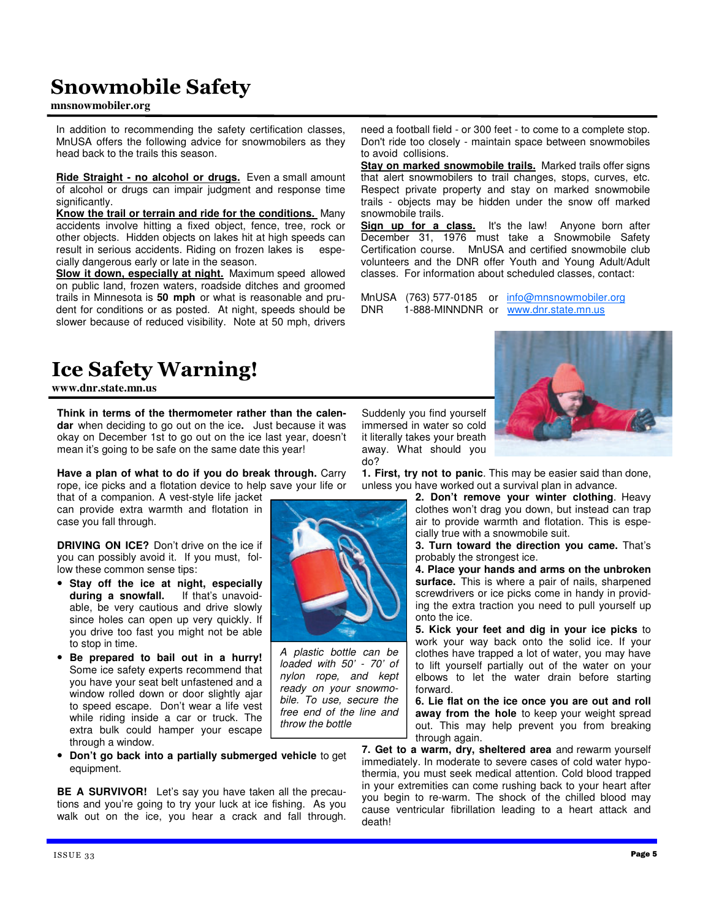# Snowmobile Safety

**mnsnowmobiler.org**

In addition to recommending the safety certification classes, MnUSA offers the following advice for snowmobilers as they head back to the trails this season.

**Ride Straight - no alcohol or drugs.** Even a small amount of alcohol or drugs can impair judgment and response time significantly.

**Know the trail or terrain and ride for the conditions.** Many accidents involve hitting a fixed object, fence, tree, rock or other objects. Hidden objects on lakes hit at high speeds can result in serious accidents. Riding on frozen lakes is especially dangerous early or late in the season.

**Slow it down, especially at night.** Maximum speed allowed on public land, frozen waters, roadside ditches and groomed trails in Minnesota is **50 mph** or what is reasonable and prudent for conditions or as posted. At night, speeds should be slower because of reduced visibility. Note at 50 mph, drivers need a football field - or 300 feet - to come to a complete stop. Don't ride too closely - maintain space between snowmobiles to avoid collisions.

**Stay on marked snowmobile trails.** Marked trails offer signs that alert snowmobilers to trail changes, stops, curves, etc. Respect private property and stay on marked snowmobile trails - objects may be hidden under the snow off marked snowmobile trails.

**Sign up for a class.** It's the law! Anyone born after December 31, 1976 must take a Snowmobile Safety Certification course. MnUSA and certified snowmobile club volunteers and the DNR offer Youth and Young Adult/Adult classes. For information about scheduled classes, contact:

MnUSA (763) 577-0185 or info@mnsnowmobiler.org
DNR 1-888-MINNDNR or www.dnr.state.mn.us

# Ice Safety Warning!

**www.dnr.state.mn.us**

**Think in terms of the thermometer rather than the calendar** when deciding to go out on the ice**.** Just because it was okay on December 1st to go out on the ice last year, doesn't mean it's going to be safe on the same date this year!

**Have a plan of what to do if you do break through.** Carry rope, ice picks and a flotation device to help save your life or that of a companion. A vest-style life jacket can provide extra warmth and flotation in case you fall through.

**DRIVING ON ICE?** Don't drive on the ice if you can possibly avoid it. If you must, follow these common sense tips:

- **Stay off the ice at night, especially during a snowfall.** If that's unavoidable, be very cautious and drive slowly since holes can open up very quickly. If you drive too fast you might not be able to stop in time.
- **Be prepared to bail out in a hurry!** Some ice safety experts recommend that you have your seat belt unfastened and a window rolled down or door slightly ajar to speed escape. Don't wear a life vest while riding inside a car or truck. The extra bulk could hamper your escape through a window.
- **Don't go back into a partially submerged vehicle** to get equipment.

*A plastic bottle can be loaded with 50' - 70' of nylon rope, and kept ready on your snowmobile. To use, secure the free end of the line and throw the bottle*

**BE A SURVIVOR!** Let's say you have taken all the precautions and you're going to try your luck at ice fishing. As you walk out on the ice, you hear a crack and fall through. Suddenly you find yourself immersed in water so cold it literally takes your breath away. What should you do?

**1. First, try not to panic**. This may be easier said than done, unless you have worked out a survival plan in advance.

**2. Don't remove your winter clothing**. Heavy clothes won't drag you down, but instead can trap air to provide warmth and flotation. This is especially true with a snowmobile suit.

**3. Turn toward the direction you came.** That's probably the strongest ice.

**4. Place your hands and arms on the unbroken surface.** This is where a pair of nails, sharpened screwdrivers or ice picks come in handy in providing the extra traction you need to pull yourself up onto the ice.

**5. Kick your feet and dig in your ice picks** to work your way back onto the solid ice. If your clothes have trapped a lot of water, you may have to lift yourself partially out of the water on your elbows to let the water drain before starting forward.

**6. Lie flat on the ice once you are out and roll away from the hole** to keep your weight spread out. This may help prevent you from breaking through again.

**7. Get to a warm, dry, sheltered area** and rewarm yourself immediately. In moderate to severe cases of cold water hypothermia, you must seek medical attention. Cold blood trapped in your extremities can come rushing back to your heart after you begin to re-warm. The shock of the chilled blood may cause ventricular fibrillation leading to a heart attack and death!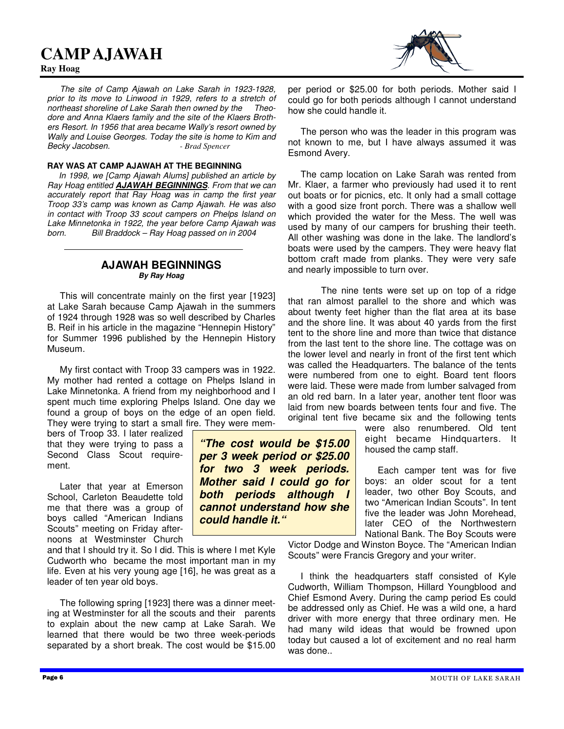# CAMP AJAWAH

**Ray Hoag**

*The site of Camp Ajawah on Lake Sarah in 1923-1928, prior to its move to Linwood in 1929, refers to a stretch of northeast shoreline of Lake Sarah then owned by the Theodore and Anna Klaers family and the site of the Klaers Brothers Resort. In 1956 that area became Wally's resort owned by Wally and Louise Georges. Today the site is home to Kim and Becky Jacobsen.* - *Brad Spencer*

**RAY WAS AT CAMP AJAWAH AT THE BEGINNING**

*In 1998, we [Camp Ajawah Alums] published an article by Ray Hoag entitled* ***AJAWAH BEGINNINGS****. From that we can accurately report that Ray Hoag was in camp the first year Troop 33's camp was known as Camp Ajawah. He was also in contact with Troop 33 scout campers on Phelps Island on Lake Minnetonka in 1922, the year before Camp Ajawah was born.* *Bill Braddock – Ray Hoag passed on in 2004*

## AJAWAH BEGINNINGS

***By Ray Hoag***

This will concentrate mainly on the first year [1923] at Lake Sarah because Camp Ajawah in the summers of 1924 through 1928 was so well described by Charles B. Reif in his article in the magazine "Hennepin History" for Summer 1996 published by the Hennepin History Museum.

My first contact with Troop 33 campers was in 1922. My mother had rented a cottage on Phelps Island in Lake Minnetonka. A friend from my neighborhood and I spent much time exploring Phelps Island. One day we found a group of boys on the edge of an open field. They were trying to start a small fire. They were members of Troop 33. I later realized that they were trying to pass a Second Class Scout requirement.

Later that year at Emerson School, Carleton Beaudette told me that there was a group of boys called "American Indians Scouts" meeting on Friday afternoons at Westminster Church and that I should try it. So I did. This is where I met Kyle Cudworth who became the most important man in my life. Even at his very young age [16], he was great as a leader of ten year old boys.

The following spring [1923] there was a dinner meeting at Westminster for all the scouts and their parents to explain about the new camp at Lake Sarah. We learned that there would be two three week-periods separated by a short break. The cost would be $15.00 per period or $25.00 for both periods. Mother said I could go for both periods although I cannot understand how she could handle it.

***"The cost would be $15.00 per 3 week period or $25.00 for two 3 week periods. Mother said I could go for both periods although I cannot understand how she could handle it."***

The person who was the leader in this program was not known to me, but I have always assumed it was Esmond Avery.

The camp location on Lake Sarah was rented from Mr. Klaer, a farmer who previously had used it to rent out boats or for picnics, etc. It only had a small cottage with a good size front porch. There was a shallow well which provided the water for the Mess. The well was used by many of our campers for brushing their teeth. All other washing was done in the lake. The landlord's boats were used by the campers. They were heavy flat bottom craft made from planks. They were very safe and nearly impossible to turn over.

The nine tents were set up on top of a ridge that ran almost parallel to the shore and which was about twenty feet higher than the flat area at its base and the shore line. It was about 40 yards from the first tent to the shore line and more than twice that distance from the last tent to the shore line. The cottage was on the lower level and nearly in front of the first tent which was called the Headquarters. The balance of the tents were numbered from one to eight. Board tent floors were laid. These were made from lumber salvaged from an old red barn. In a later year, another tent floor was laid from new boards between tents four and five. The original tent five became six and the following tents were also renumbered. Old tent eight became Hindquarters. It housed the camp staff.

Each camper tent was for five boys: an older scout for a tent leader, two other Boy Scouts, and two "American Indian Scouts". In tent five the leader was John Morehead, later CEO of the Northwestern National Bank. The Boy Scouts were Victor Dodge and Winston Boyce. The "American Indian Scouts" were Francis Gregory and your writer.

I think the headquarters staff consisted of Kyle Cudworth, William Thompson, Hillard Youngblood and Chief Esmond Avery. During the camp period Es could be addressed only as Chief. He was a wild one, a hard driver with more energy that three ordinary men. He had many wild ideas that would be frowned upon today but caused a lot of excitement and no real harm was done..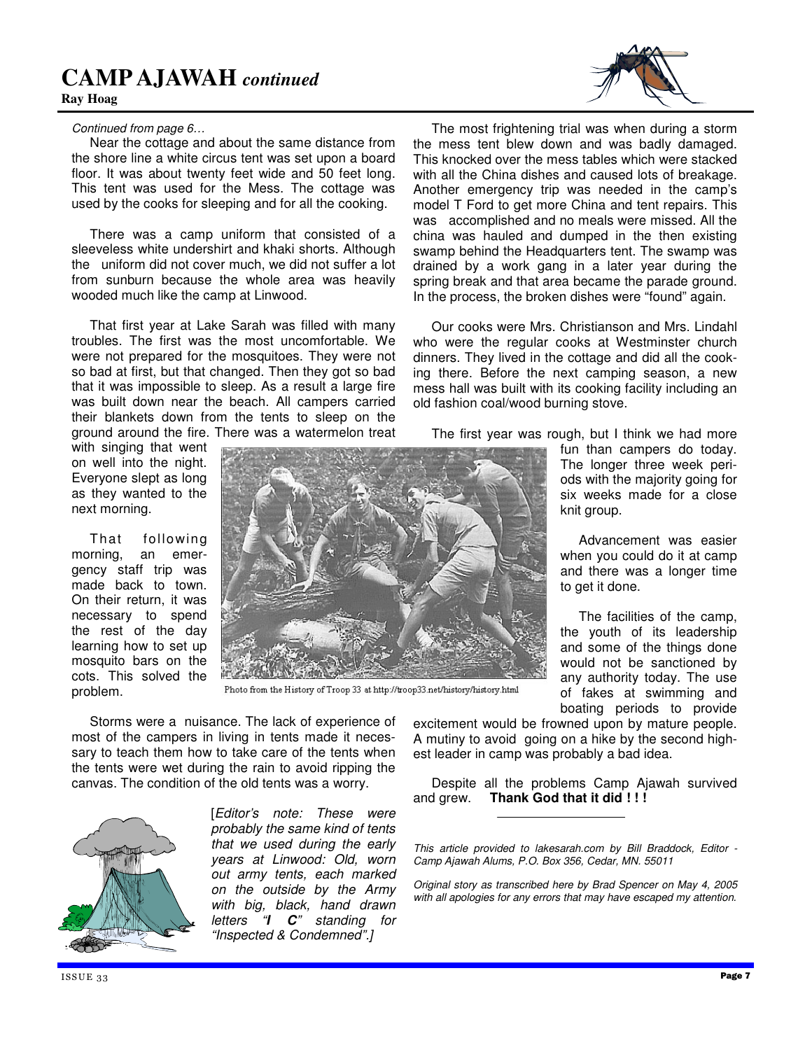# CAMP AJAWAH *continued*

**Ray Hoag**

*Continued from page 6…*

Near the cottage and about the same distance from the shore line a white circus tent was set upon a board floor. It was about twenty feet wide and 50 feet long. This tent was used for the Mess. The cottage was used by the cooks for sleeping and for all the cooking.

There was a camp uniform that consisted of a sleeveless white undershirt and khaki shorts. Although the uniform did not cover much, we did not suffer a lot from sunburn because the whole area was heavily wooded much like the camp at Linwood.

That first year at Lake Sarah was filled with many troubles. The first was the most uncomfortable. We were not prepared for the mosquitoes. They were not so bad at first, but that changed. Then they got so bad that it was impossible to sleep. As a result a large fire was built down near the beach. All campers carried their blankets down from the tents to sleep on the ground around the fire. There was a watermelon treat with singing that went on well into the night. Everyone slept as long as they wanted to the next morning.

That following morning, an emergency staff trip was made back to town. On their return, it was necessary to spend the rest of the day learning how to set up mosquito bars on the cots. This solved the problem.

Photo from the History of Troop 33 at http://troop33.net/history/history.html

Storms were a nuisance. The lack of experience of most of the campers in living in tents made it necessary to teach them how to take care of the tents when the tents were wet during the rain to avoid ripping the canvas. The condition of the old tents was a worry.

[*Editor's note: These were probably the same kind of tents that we used during the early years at Linwood: Old, worn out army tents, each marked on the outside by the Army with big, black, hand drawn letters "**I C**" standing for "Inspected & Condemned".]*

The most frightening trial was when during a storm the mess tent blew down and was badly damaged. This knocked over the mess tables which were stacked with all the China dishes and caused lots of breakage. Another emergency trip was needed in the camp's model T Ford to get more China and tent repairs. This was accomplished and no meals were missed. All the china was hauled and dumped in the then existing swamp behind the Headquarters tent. The swamp was drained by a work gang in a later year during the spring break and that area became the parade ground. In the process, the broken dishes were "found" again.

Our cooks were Mrs. Christianson and Mrs. Lindahl who were the regular cooks at Westminster church dinners. They lived in the cottage and did all the cooking there. Before the next camping season, a new mess hall was built with its cooking facility including an old fashion coal/wood burning stove.

The first year was rough, but I think we had more fun than campers do today. The longer three week periods with the majority going for six weeks made for a close knit group.

Advancement was easier when you could do it at camp and there was a longer time to get it done.

The facilities of the camp, the youth of its leadership and some of the things done would not be sanctioned by any authority today. The use of fakes at swimming and boating periods to provide excitement would be frowned upon by mature people. A mutiny to avoid going on a hike by the second highest leader in camp was probably a bad idea.

Despite all the problems Camp Ajawah survived and grew. **Thank God that it did ! ! !**

---

*This article provided to lakesarah.com by Bill Braddock, Editor - Camp Ajawah Alums, P.O. Box 356, Cedar, MN. 55011*

*Original story as transcribed here by Brad Spencer on May 4, 2005 with all apologies for any errors that may have escaped my attention.*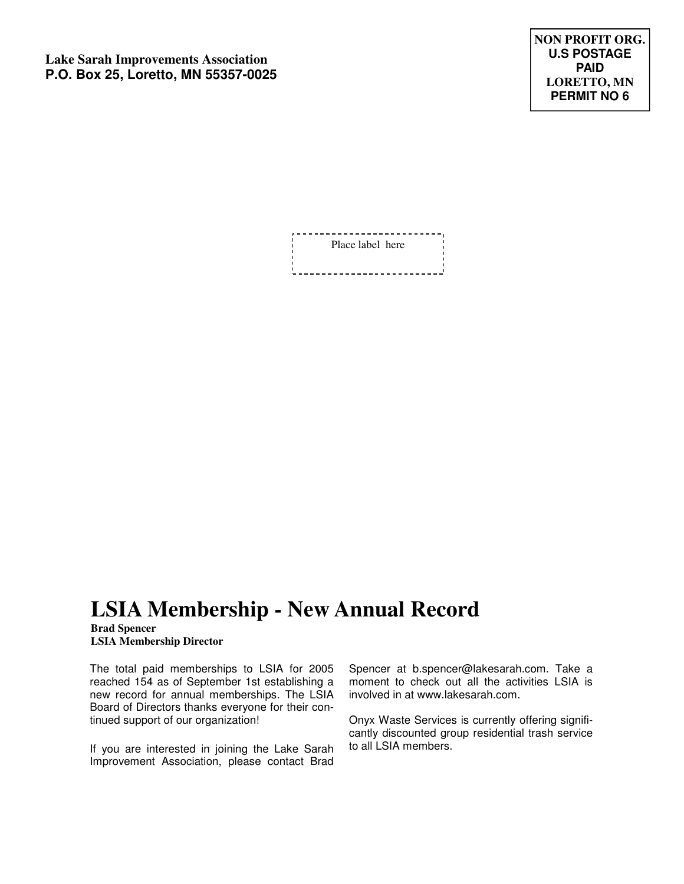**Lake Sarah Improvements Association**
**P.O. Box 25, Loretto, MN 55357-0025**

**NON PROFIT ORG.**
**U.S POSTAGE**
**PAID**
**LORETTO, MN**
**PERMIT NO 6**

Place label here

# LSIA Membership - New Annual Record

**Brad Spencer**
**LSIA Membership Director**

The total paid memberships to LSIA for 2005 reached 154 as of September 1st establishing a new record for annual memberships. The LSIA Board of Directors thanks everyone for their continued support of our organization!

If you are interested in joining the Lake Sarah Improvement Association, please contact Brad Spencer at b.spencer@lakesarah.com. Take a moment to check out all the activities LSIA is involved in at www.lakesarah.com.

Onyx Waste Services is currently offering significantly discounted group residential trash service to all LSIA members.